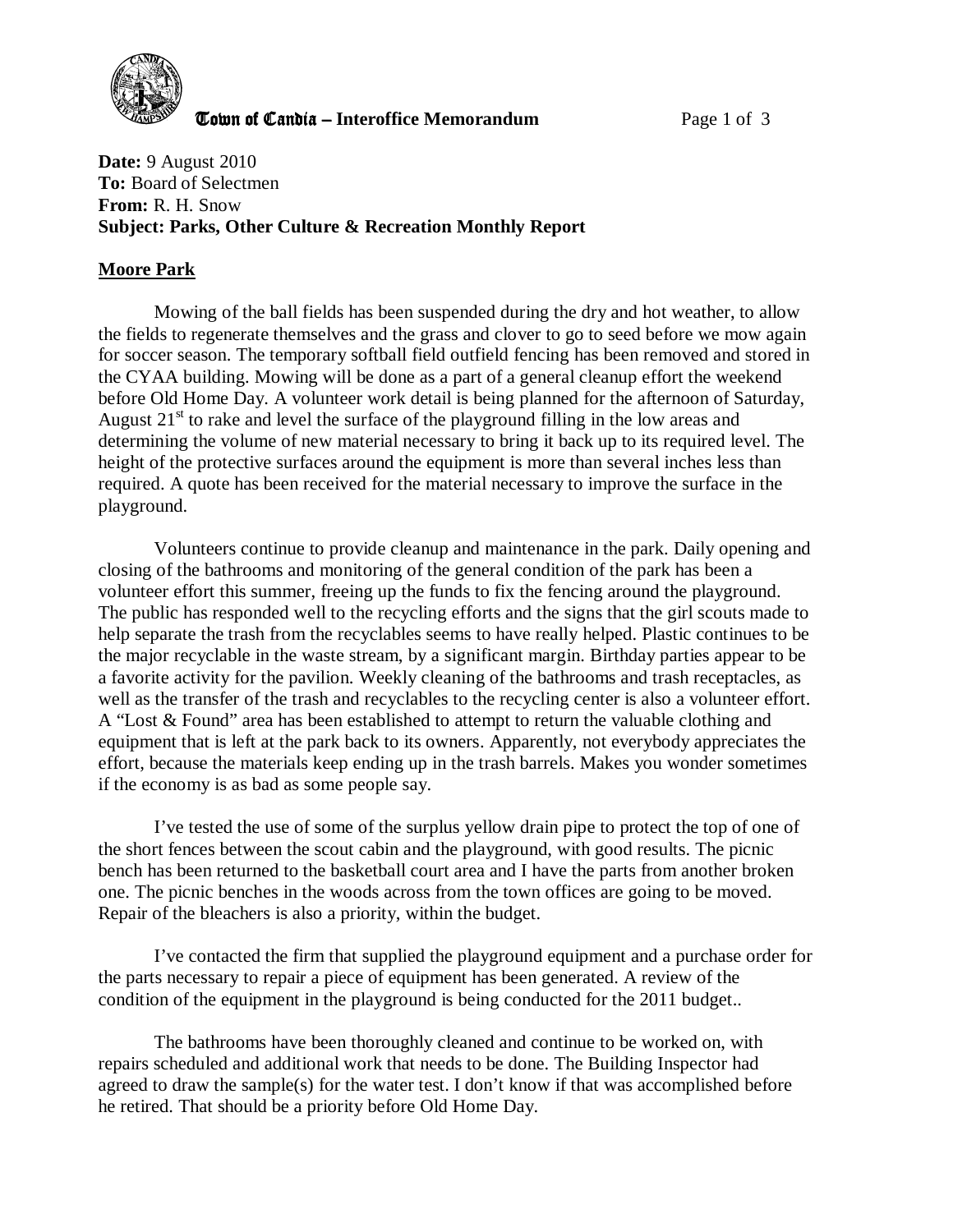**Town of Candia – Interoffice Memorandum**

**Date:** 9 August 2010
**To:** Board of Selectmen
**From:** R. H. Snow
**Subject: Parks, Other Culture & Recreation Monthly Report**

## Moore Park

Mowing of the ball fields has been suspended during the dry and hot weather, to allow the fields to regenerate themselves and the grass and clover to go to seed before we mow again for soccer season. The temporary softball field outfield fencing has been removed and stored in the CYAA building. Mowing will be done as a part of a general cleanup effort the weekend before Old Home Day. A volunteer work detail is being planned for the afternoon of Saturday, August 21st to rake and level the surface of the playground filling in the low areas and determining the volume of new material necessary to bring it back up to its required level. The height of the protective surfaces around the equipment is more than several inches less than required. A quote has been received for the material necessary to improve the surface in the playground.

Volunteers continue to provide cleanup and maintenance in the park. Daily opening and closing of the bathrooms and monitoring of the general condition of the park has been a volunteer effort this summer, freeing up the funds to fix the fencing around the playground. The public has responded well to the recycling efforts and the signs that the girl scouts made to help separate the trash from the recyclables seems to have really helped. Plastic continues to be the major recyclable in the waste stream, by a significant margin. Birthday parties appear to be a favorite activity for the pavilion. Weekly cleaning of the bathrooms and trash receptacles, as well as the transfer of the trash and recyclables to the recycling center is also a volunteer effort. A "Lost & Found" area has been established to attempt to return the valuable clothing and equipment that is left at the park back to its owners. Apparently, not everybody appreciates the effort, because the materials keep ending up in the trash barrels. Makes you wonder sometimes if the economy is as bad as some people say.

I've tested the use of some of the surplus yellow drain pipe to protect the top of one of the short fences between the scout cabin and the playground, with good results. The picnic bench has been returned to the basketball court area and I have the parts from another broken one. The picnic benches in the woods across from the town offices are going to be moved. Repair of the bleachers is also a priority, within the budget.

I've contacted the firm that supplied the playground equipment and a purchase order for the parts necessary to repair a piece of equipment has been generated. A review of the condition of the equipment in the playground is being conducted for the 2011 budget..

The bathrooms have been thoroughly cleaned and continue to be worked on, with repairs scheduled and additional work that needs to be done. The Building Inspector had agreed to draw the sample(s) for the water test. I don't know if that was accomplished before he retired. That should be a priority before Old Home Day.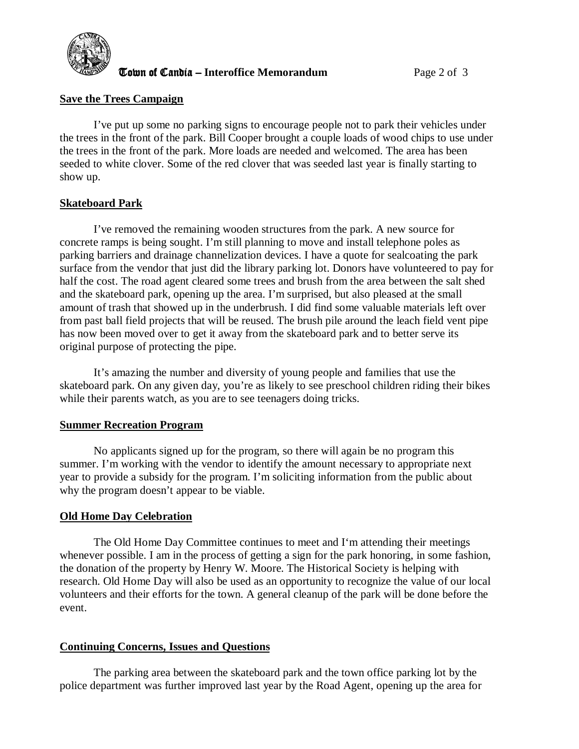## Save the Trees Campaign

I've put up some no parking signs to encourage people not to park their vehicles under the trees in the front of the park. Bill Cooper brought a couple loads of wood chips to use under the trees in the front of the park. More loads are needed and welcomed. The area has been seeded to white clover. Some of the red clover that was seeded last year is finally starting to show up.

## Skateboard Park

I've removed the remaining wooden structures from the park. A new source for concrete ramps is being sought. I'm still planning to move and install telephone poles as parking barriers and drainage channelization devices. I have a quote for sealcoating the park surface from the vendor that just did the library parking lot. Donors have volunteered to pay for half the cost. The road agent cleared some trees and brush from the area between the salt shed and the skateboard park, opening up the area. I'm surprised, but also pleased at the small amount of trash that showed up in the underbrush. I did find some valuable materials left over from past ball field projects that will be reused. The brush pile around the leach field vent pipe has now been moved over to get it away from the skateboard park and to better serve its original purpose of protecting the pipe.

It's amazing the number and diversity of young people and families that use the skateboard park. On any given day, you're as likely to see preschool children riding their bikes while their parents watch, as you are to see teenagers doing tricks.

## Summer Recreation Program

No applicants signed up for the program, so there will again be no program this summer. I'm working with the vendor to identify the amount necessary to appropriate next year to provide a subsidy for the program. I'm soliciting information from the public about why the program doesn't appear to be viable.

## Old Home Day Celebration

The Old Home Day Committee continues to meet and I'm attending their meetings whenever possible. I am in the process of getting a sign for the park honoring, in some fashion, the donation of the property by Henry W. Moore. The Historical Society is helping with research. Old Home Day will also be used as an opportunity to recognize the value of our local volunteers and their efforts for the town. A general cleanup of the park will be done before the event.

## Continuing Concerns, Issues and Questions

The parking area between the skateboard park and the town office parking lot by the police department was further improved last year by the Road Agent, opening up the area for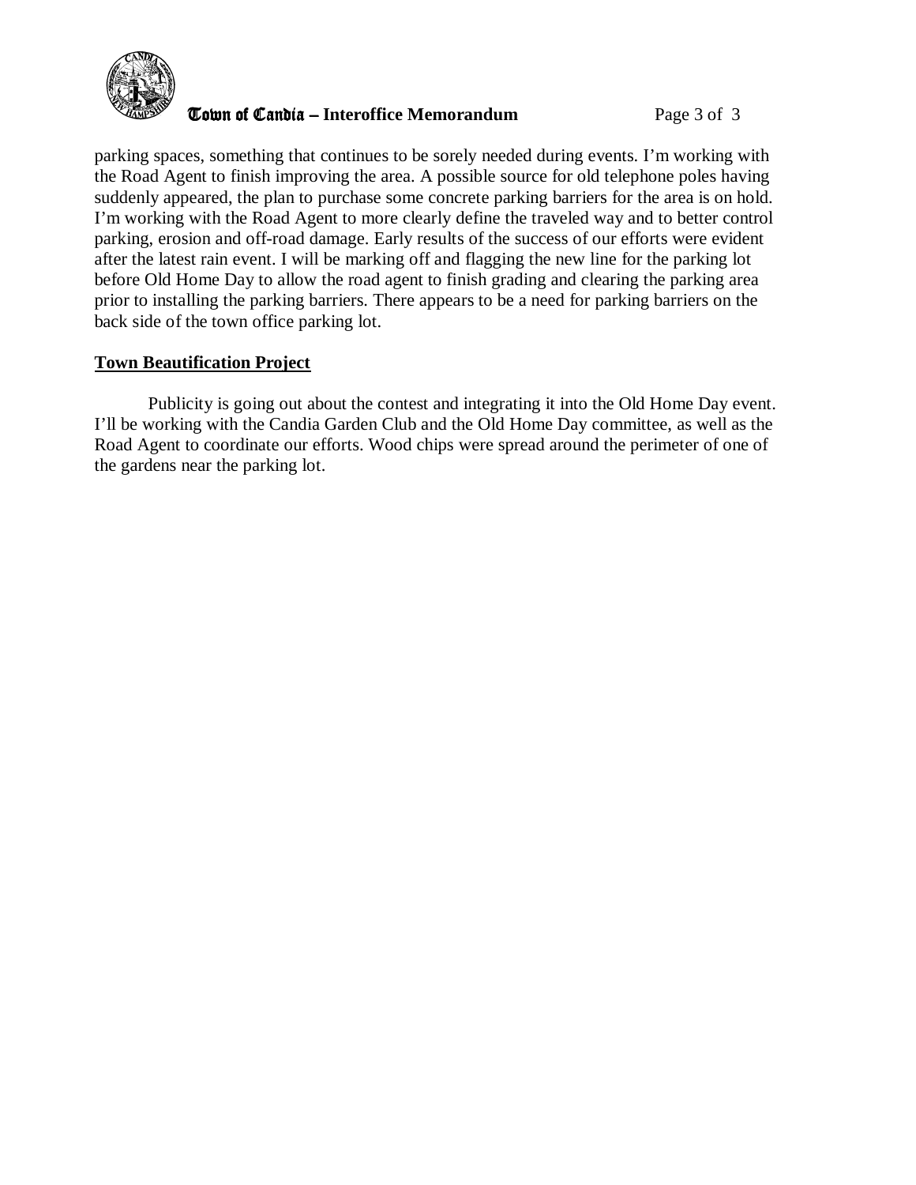parking spaces, something that continues to be sorely needed during events. I'm working with the Road Agent to finish improving the area. A possible source for old telephone poles having suddenly appeared, the plan to purchase some concrete parking barriers for the area is on hold. I'm working with the Road Agent to more clearly define the traveled way and to better control parking, erosion and off-road damage. Early results of the success of our efforts were evident after the latest rain event. I will be marking off and flagging the new line for the parking lot before Old Home Day to allow the road agent to finish grading and clearing the parking area prior to installing the parking barriers. There appears to be a need for parking barriers on the back side of the town office parking lot.

**Town Beautification Project**

Publicity is going out about the contest and integrating it into the Old Home Day event. I'll be working with the Candia Garden Club and the Old Home Day committee, as well as the Road Agent to coordinate our efforts. Wood chips were spread around the perimeter of one of the gardens near the parking lot.